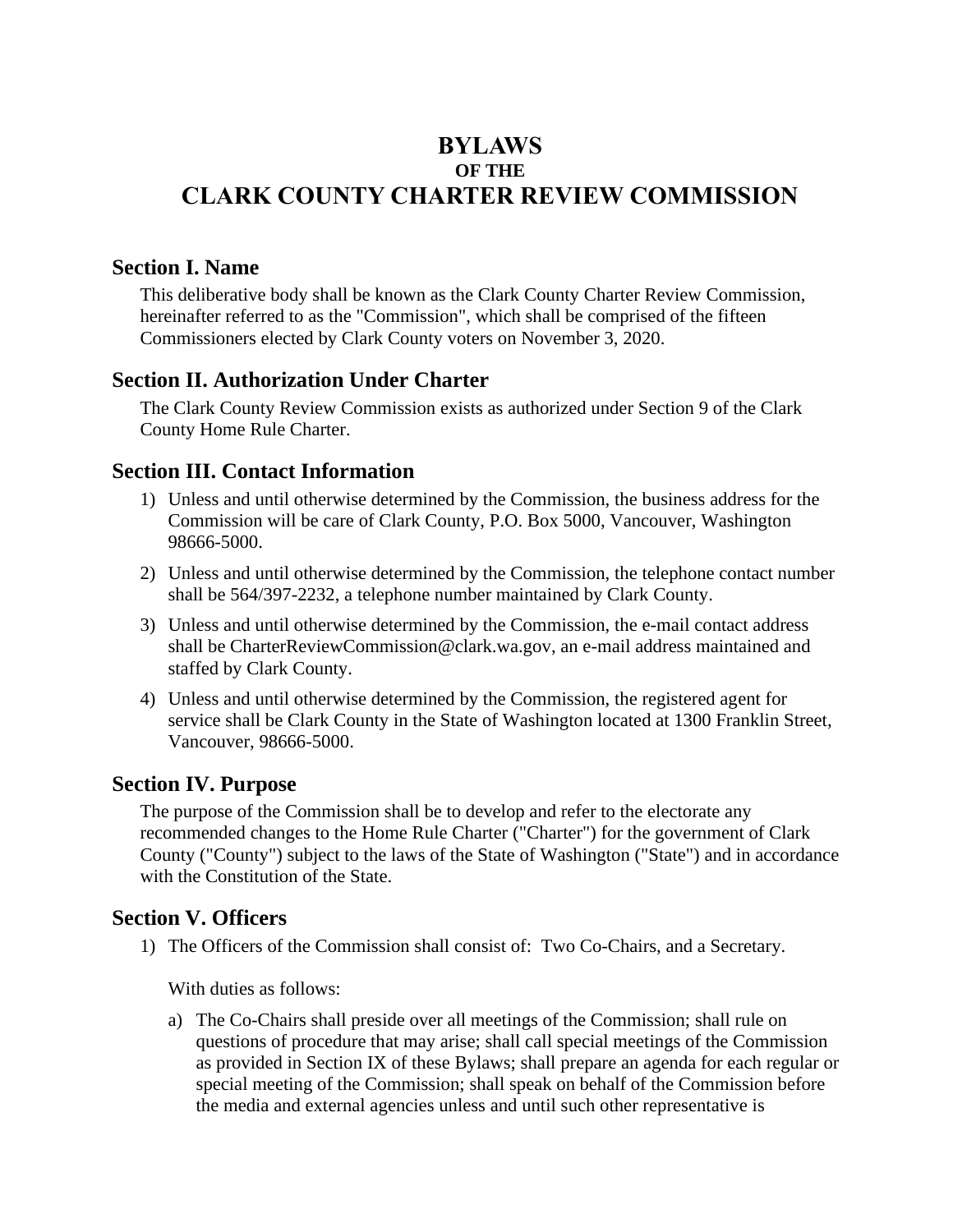# BYLAWS
### OF THE
# CLARK COUNTY CHARTER REVIEW COMMISSION

## Section I. Name

This deliberative body shall be known as the Clark County Charter Review Commission, hereinafter referred to as the "Commission", which shall be comprised of the fifteen Commissioners elected by Clark County voters on November 3, 2020.

## Section II. Authorization Under Charter

The Clark County Review Commission exists as authorized under Section 9 of the Clark County Home Rule Charter.

## Section III. Contact Information

1) Unless and until otherwise determined by the Commission, the business address for the Commission will be care of Clark County, P.O. Box 5000, Vancouver, Washington 98666-5000.
2) Unless and until otherwise determined by the Commission, the telephone contact number shall be 564/397-2232, a telephone number maintained by Clark County.
3) Unless and until otherwise determined by the Commission, the e-mail contact address shall be CharterReviewCommission@clark.wa.gov, an e-mail address maintained and staffed by Clark County.
4) Unless and until otherwise determined by the Commission, the registered agent for service shall be Clark County in the State of Washington located at 1300 Franklin Street, Vancouver, 98666-5000.

## Section IV. Purpose

The purpose of the Commission shall be to develop and refer to the electorate any recommended changes to the Home Rule Charter ("Charter") for the government of Clark County ("County") subject to the laws of the State of Washington ("State") and in accordance with the Constitution of the State.

## Section V. Officers

1) The Officers of the Commission shall consist of: Two Co-Chairs, and a Secretary.

   With duties as follows:

   a) The Co-Chairs shall preside over all meetings of the Commission; shall rule on questions of procedure that may arise; shall call special meetings of the Commission as provided in Section IX of these Bylaws; shall prepare an agenda for each regular or special meeting of the Commission; shall speak on behalf of the Commission before the media and external agencies unless and until such other representative is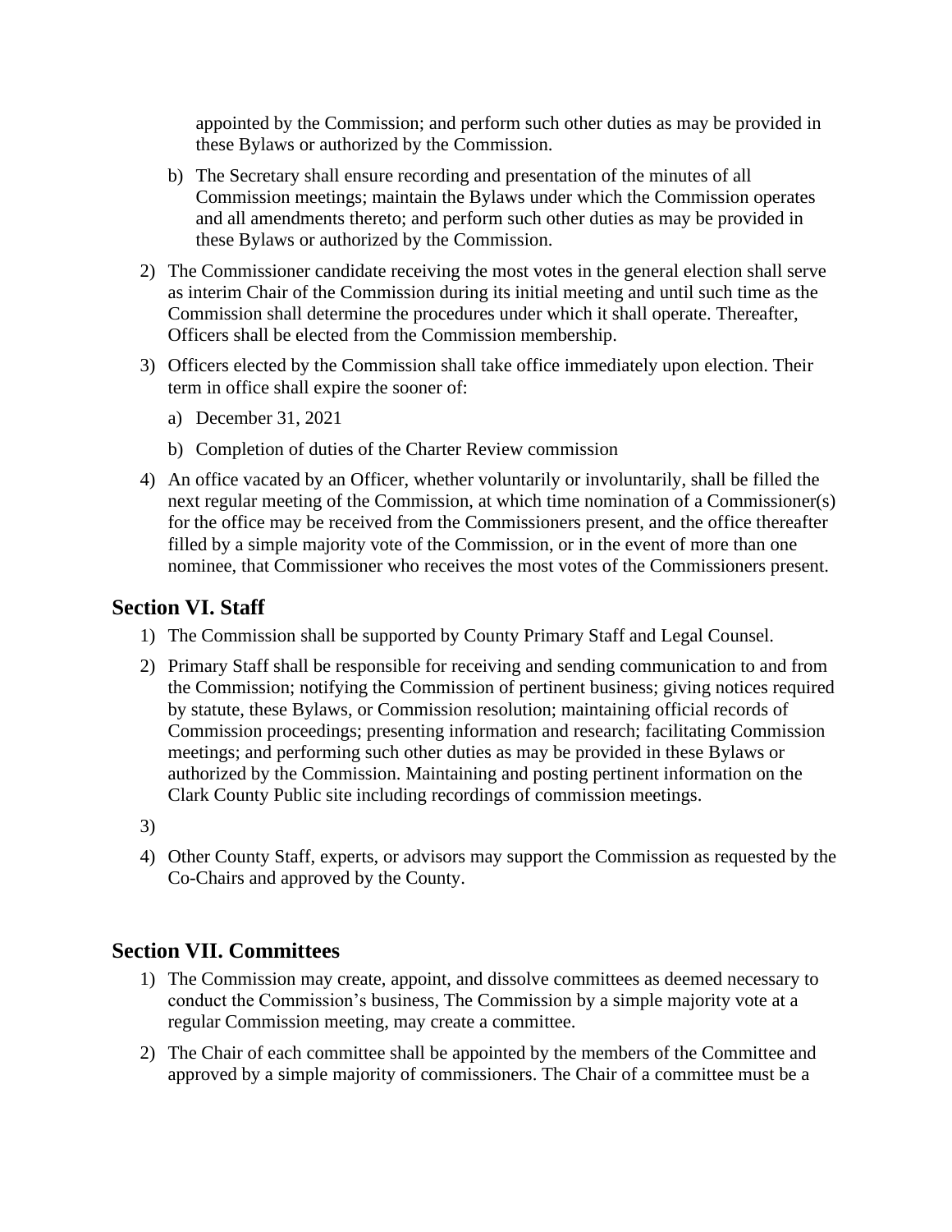appointed by the Commission; and perform such other duties as may be provided in these Bylaws or authorized by the Commission.

b) The Secretary shall ensure recording and presentation of the minutes of all Commission meetings; maintain the Bylaws under which the Commission operates and all amendments thereto; and perform such other duties as may be provided in these Bylaws or authorized by the Commission.

2) The Commissioner candidate receiving the most votes in the general election shall serve as interim Chair of the Commission during its initial meeting and until such time as the Commission shall determine the procedures under which it shall operate. Thereafter, Officers shall be elected from the Commission membership.

3) Officers elected by the Commission shall take office immediately upon election. Their term in office shall expire the sooner of:

   a) December 31, 2021

   b) Completion of duties of the Charter Review commission

4) An office vacated by an Officer, whether voluntarily or involuntarily, shall be filled the next regular meeting of the Commission, at which time nomination of a Commissioner(s) for the office may be received from the Commissioners present, and the office thereafter filled by a simple majority vote of the Commission, or in the event of more than one nominee, that Commissioner who receives the most votes of the Commissioners present.

## Section VI. Staff

1) The Commission shall be supported by County Primary Staff and Legal Counsel.

2) Primary Staff shall be responsible for receiving and sending communication to and from the Commission; notifying the Commission of pertinent business; giving notices required by statute, these Bylaws, or Commission resolution; maintaining official records of Commission proceedings; presenting information and research; facilitating Commission meetings; and performing such other duties as may be provided in these Bylaws or authorized by the Commission. Maintaining and posting pertinent information on the Clark County Public site including recordings of commission meetings.

3)

4) Other County Staff, experts, or advisors may support the Commission as requested by the Co-Chairs and approved by the County.

## Section VII. Committees

1) The Commission may create, appoint, and dissolve committees as deemed necessary to conduct the Commission's business, The Commission by a simple majority vote at a regular Commission meeting, may create a committee.

2) The Chair of each committee shall be appointed by the members of the Committee and approved by a simple majority of commissioners. The Chair of a committee must be a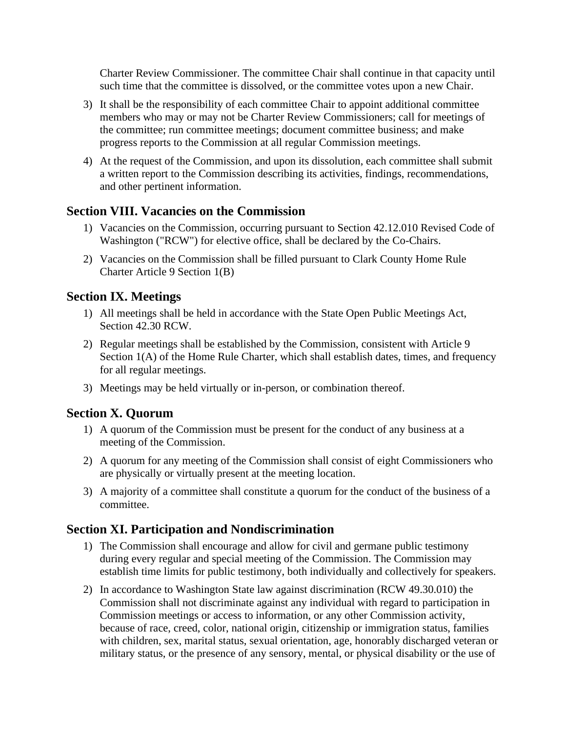Charter Review Commissioner. The committee Chair shall continue in that capacity until such time that the committee is dissolved, or the committee votes upon a new Chair.

3) It shall be the responsibility of each committee Chair to appoint additional committee members who may or may not be Charter Review Commissioners; call for meetings of the committee; run committee meetings; document committee business; and make progress reports to the Commission at all regular Commission meetings.

4) At the request of the Commission, and upon its dissolution, each committee shall submit a written report to the Commission describing its activities, findings, recommendations, and other pertinent information.

## Section VIII. Vacancies on the Commission

1) Vacancies on the Commission, occurring pursuant to Section 42.12.010 Revised Code of Washington ("RCW") for elective office, shall be declared by the Co-Chairs.

2) Vacancies on the Commission shall be filled pursuant to Clark County Home Rule Charter Article 9 Section 1(B)

## Section IX. Meetings

1) All meetings shall be held in accordance with the State Open Public Meetings Act, Section 42.30 RCW.

2) Regular meetings shall be established by the Commission, consistent with Article 9 Section 1(A) of the Home Rule Charter, which shall establish dates, times, and frequency for all regular meetings.

3) Meetings may be held virtually or in-person, or combination thereof.

## Section X. Quorum

1) A quorum of the Commission must be present for the conduct of any business at a meeting of the Commission.

2) A quorum for any meeting of the Commission shall consist of eight Commissioners who are physically or virtually present at the meeting location.

3) A majority of a committee shall constitute a quorum for the conduct of the business of a committee.

## Section XI. Participation and Nondiscrimination

1) The Commission shall encourage and allow for civil and germane public testimony during every regular and special meeting of the Commission. The Commission may establish time limits for public testimony, both individually and collectively for speakers.

2) In accordance to Washington State law against discrimination (RCW 49.30.010) the Commission shall not discriminate against any individual with regard to participation in Commission meetings or access to information, or any other Commission activity, because of race, creed, color, national origin, citizenship or immigration status, families with children, sex, marital status, sexual orientation, age, honorably discharged veteran or military status, or the presence of any sensory, mental, or physical disability or the use of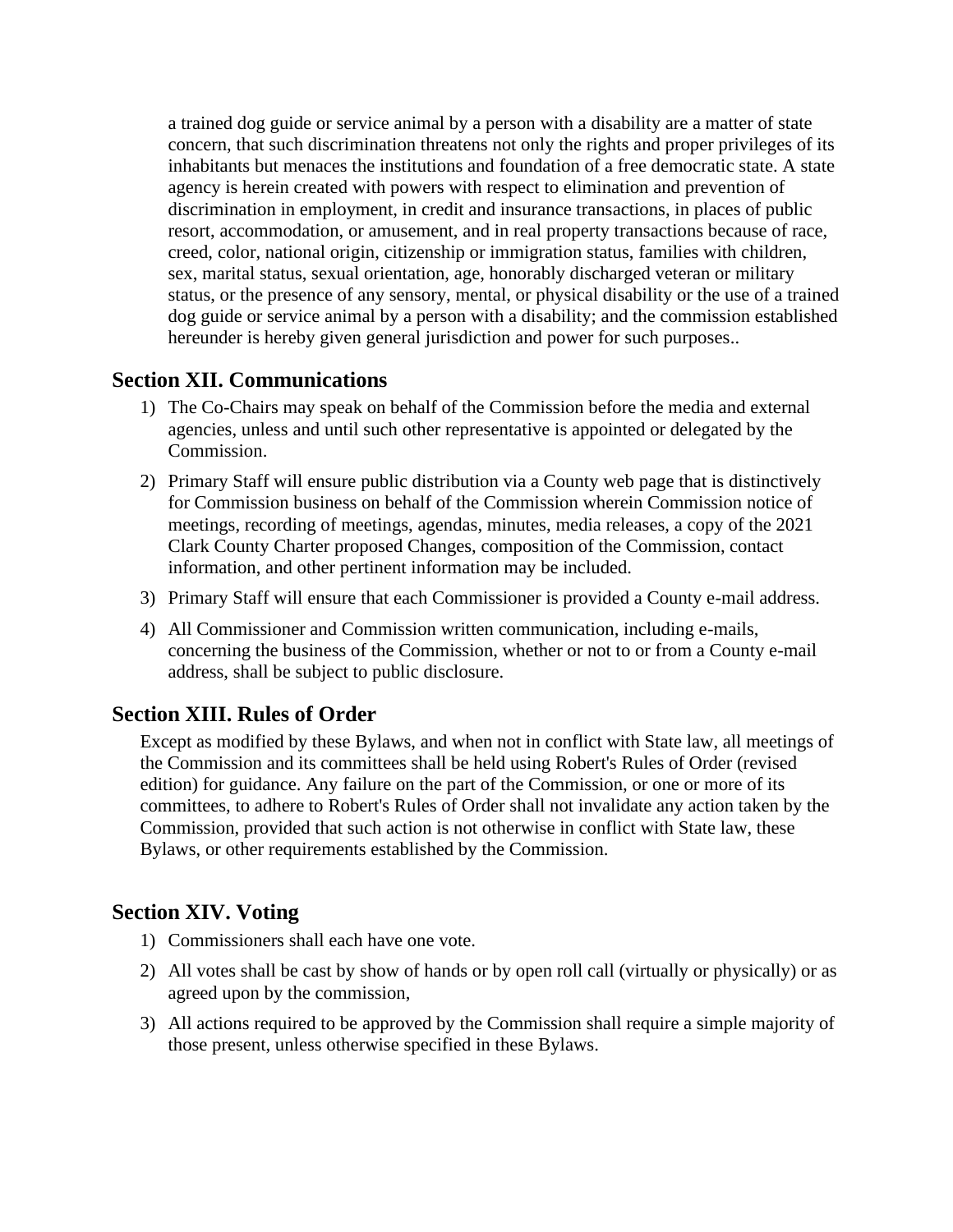a trained dog guide or service animal by a person with a disability are a matter of state concern, that such discrimination threatens not only the rights and proper privileges of its inhabitants but menaces the institutions and foundation of a free democratic state. A state agency is herein created with powers with respect to elimination and prevention of discrimination in employment, in credit and insurance transactions, in places of public resort, accommodation, or amusement, and in real property transactions because of race, creed, color, national origin, citizenship or immigration status, families with children, sex, marital status, sexual orientation, age, honorably discharged veteran or military status, or the presence of any sensory, mental, or physical disability or the use of a trained dog guide or service animal by a person with a disability; and the commission established hereunder is hereby given general jurisdiction and power for such purposes..

## Section XII. Communications

1) The Co-Chairs may speak on behalf of the Commission before the media and external agencies, unless and until such other representative is appointed or delegated by the Commission.
2) Primary Staff will ensure public distribution via a County web page that is distinctively for Commission business on behalf of the Commission wherein Commission notice of meetings, recording of meetings, agendas, minutes, media releases, a copy of the 2021 Clark County Charter proposed Changes, composition of the Commission, contact information, and other pertinent information may be included.
3) Primary Staff will ensure that each Commissioner is provided a County e-mail address.
4) All Commissioner and Commission written communication, including e-mails, concerning the business of the Commission, whether or not to or from a County e-mail address, shall be subject to public disclosure.

## Section XIII. Rules of Order

Except as modified by these Bylaws, and when not in conflict with State law, all meetings of the Commission and its committees shall be held using Robert's Rules of Order (revised edition) for guidance. Any failure on the part of the Commission, or one or more of its committees, to adhere to Robert's Rules of Order shall not invalidate any action taken by the Commission, provided that such action is not otherwise in conflict with State law, these Bylaws, or other requirements established by the Commission.

## Section XIV. Voting

1) Commissioners shall each have one vote.
2) All votes shall be cast by show of hands or by open roll call (virtually or physically) or as agreed upon by the commission,
3) All actions required to be approved by the Commission shall require a simple majority of those present, unless otherwise specified in these Bylaws.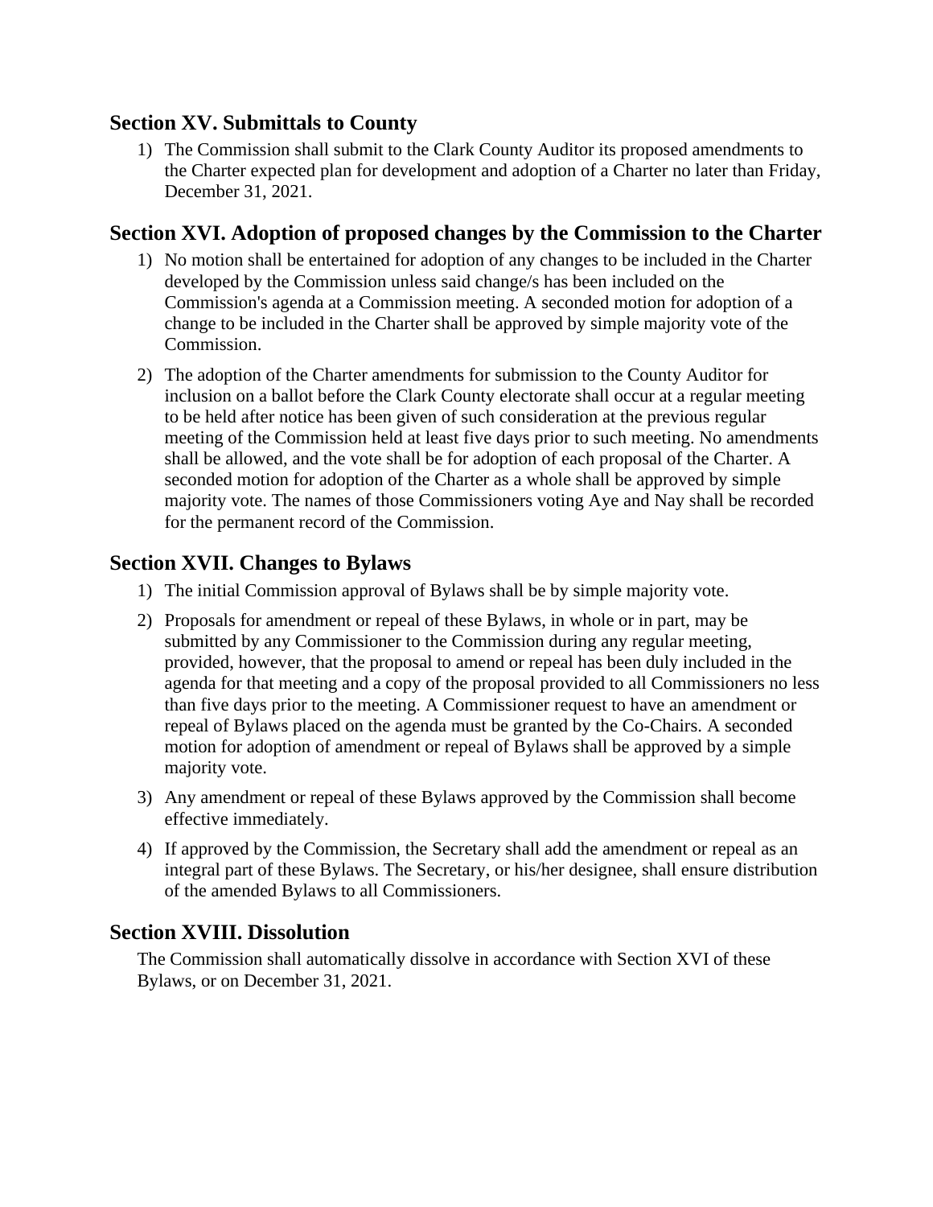## Section XV. Submittals to County

1) The Commission shall submit to the Clark County Auditor its proposed amendments to the Charter expected plan for development and adoption of a Charter no later than Friday, December 31, 2021.

## Section XVI. Adoption of proposed changes by the Commission to the Charter

1) No motion shall be entertained for adoption of any changes to be included in the Charter developed by the Commission unless said change/s has been included on the Commission's agenda at a Commission meeting. A seconded motion for adoption of a change to be included in the Charter shall be approved by simple majority vote of the Commission.

2) The adoption of the Charter amendments for submission to the County Auditor for inclusion on a ballot before the Clark County electorate shall occur at a regular meeting to be held after notice has been given of such consideration at the previous regular meeting of the Commission held at least five days prior to such meeting. No amendments shall be allowed, and the vote shall be for adoption of each proposal of the Charter. A seconded motion for adoption of the Charter as a whole shall be approved by simple majority vote. The names of those Commissioners voting Aye and Nay shall be recorded for the permanent record of the Commission.

## Section XVII. Changes to Bylaws

1) The initial Commission approval of Bylaws shall be by simple majority vote.

2) Proposals for amendment or repeal of these Bylaws, in whole or in part, may be submitted by any Commissioner to the Commission during any regular meeting, provided, however, that the proposal to amend or repeal has been duly included in the agenda for that meeting and a copy of the proposal provided to all Commissioners no less than five days prior to the meeting. A Commissioner request to have an amendment or repeal of Bylaws placed on the agenda must be granted by the Co-Chairs. A seconded motion for adoption of amendment or repeal of Bylaws shall be approved by a simple majority vote.

3) Any amendment or repeal of these Bylaws approved by the Commission shall become effective immediately.

4) If approved by the Commission, the Secretary shall add the amendment or repeal as an integral part of these Bylaws. The Secretary, or his/her designee, shall ensure distribution of the amended Bylaws to all Commissioners.

## Section XVIII. Dissolution

The Commission shall automatically dissolve in accordance with Section XVI of these Bylaws, or on December 31, 2021.